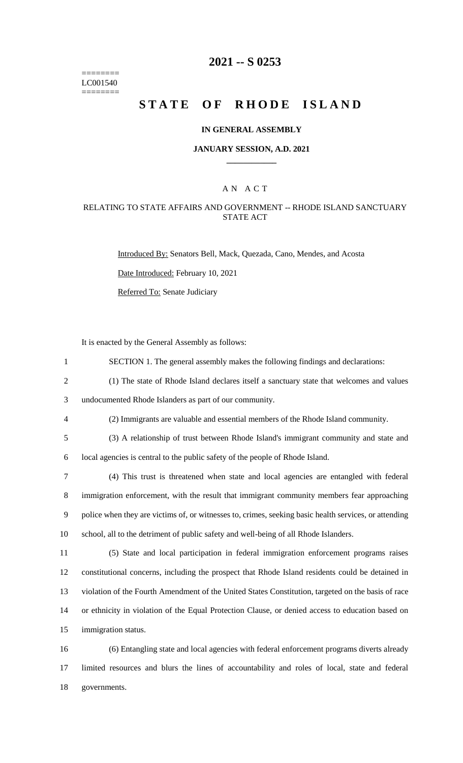========
LC001540
========

# 2021 -- S 0253

# STATE OF RHODE ISLAND

## IN GENERAL ASSEMBLY

### JANUARY SESSION, A.D. 2021

____________

A N A C T

RELATING TO STATE AFFAIRS AND GOVERNMENT -- RHODE ISLAND SANCTUARY STATE ACT

Introduced By: Senators Bell, Mack, Quezada, Cano, Mendes, and Acosta

Date Introduced: February 10, 2021

Referred To: Senate Judiciary

It is enacted by the General Assembly as follows:

SECTION 1. The general assembly makes the following findings and declarations:

(1) The state of Rhode Island declares itself a sanctuary state that welcomes and values undocumented Rhode Islanders as part of our community.

(2) Immigrants are valuable and essential members of the Rhode Island community.

(3) A relationship of trust between Rhode Island's immigrant community and state and local agencies is central to the public safety of the people of Rhode Island.

(4) This trust is threatened when state and local agencies are entangled with federal immigration enforcement, with the result that immigrant community members fear approaching police when they are victims of, or witnesses to, crimes, seeking basic health services, or attending school, all to the detriment of public safety and well-being of all Rhode Islanders.

(5) State and local participation in federal immigration enforcement programs raises constitutional concerns, including the prospect that Rhode Island residents could be detained in violation of the Fourth Amendment of the United States Constitution, targeted on the basis of race or ethnicity in violation of the Equal Protection Clause, or denied access to education based on immigration status.

(6) Entangling state and local agencies with federal enforcement programs diverts already limited resources and blurs the lines of accountability and roles of local, state and federal governments.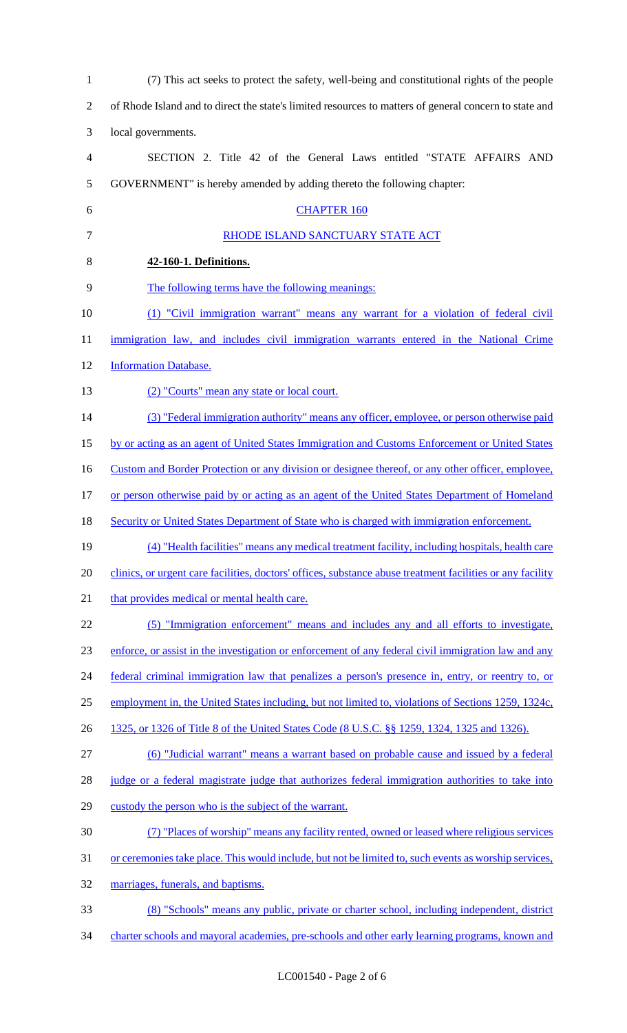(7) This act seeks to protect the safety, well-being and constitutional rights of the people of Rhode Island and to direct the state's limited resources to matters of general concern to state and local governments.

SECTION 2. Title 42 of the General Laws entitled "STATE AFFAIRS AND GOVERNMENT" is hereby amended by adding thereto the following chapter:

CHAPTER 160

RHODE ISLAND SANCTUARY STATE ACT

**42-160-1. Definitions.**

The following terms have the following meanings:

(1) "Civil immigration warrant" means any warrant for a violation of federal civil immigration law, and includes civil immigration warrants entered in the National Crime Information Database.

(2) "Courts" mean any state or local court.

(3) "Federal immigration authority" means any officer, employee, or person otherwise paid by or acting as an agent of United States Immigration and Customs Enforcement or United States Custom and Border Protection or any division or designee thereof, or any other officer, employee, or person otherwise paid by or acting as an agent of the United States Department of Homeland Security or United States Department of State who is charged with immigration enforcement.

(4) "Health facilities" means any medical treatment facility, including hospitals, health care clinics, or urgent care facilities, doctors' offices, substance abuse treatment facilities or any facility that provides medical or mental health care.

(5) "Immigration enforcement" means and includes any and all efforts to investigate, enforce, or assist in the investigation or enforcement of any federal civil immigration law and any federal criminal immigration law that penalizes a person's presence in, entry, or reentry to, or employment in, the United States including, but not limited to, violations of Sections 1259, 1324c, 1325, or 1326 of Title 8 of the United States Code (8 U.S.C. §§ 1259, 1324, 1325 and 1326).

(6) "Judicial warrant" means a warrant based on probable cause and issued by a federal judge or a federal magistrate judge that authorizes federal immigration authorities to take into custody the person who is the subject of the warrant.

(7) "Places of worship" means any facility rented, owned or leased where religious services or ceremonies take place. This would include, but not be limited to, such events as worship services, marriages, funerals, and baptisms.

(8) "Schools" means any public, private or charter school, including independent, district charter schools and mayoral academies, pre-schools and other early learning programs, known and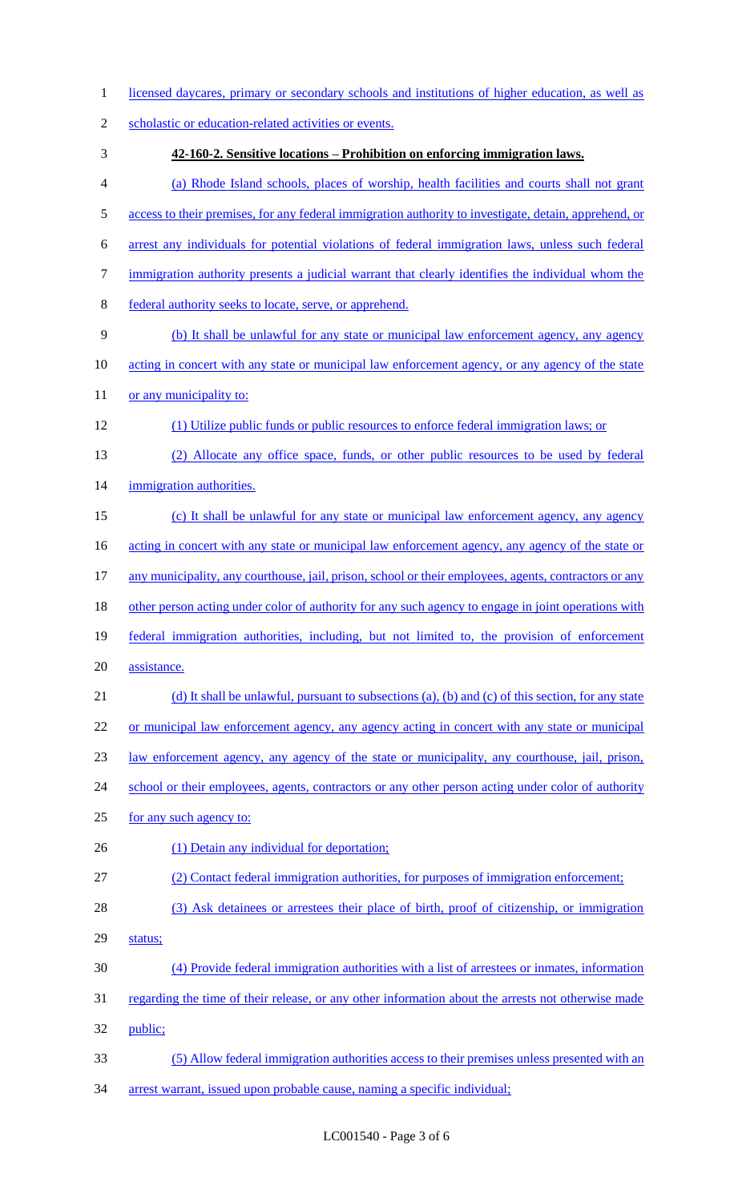licensed daycares, primary or secondary schools and institutions of higher education, as well as scholastic or education-related activities or events.

**42-160-2. Sensitive locations – Prohibition on enforcing immigration laws.**

(a) Rhode Island schools, places of worship, health facilities and courts shall not grant access to their premises, for any federal immigration authority to investigate, detain, apprehend, or arrest any individuals for potential violations of federal immigration laws, unless such federal immigration authority presents a judicial warrant that clearly identifies the individual whom the federal authority seeks to locate, serve, or apprehend.

(b) It shall be unlawful for any state or municipal law enforcement agency, any agency acting in concert with any state or municipal law enforcement agency, or any agency of the state or any municipality to:

(1) Utilize public funds or public resources to enforce federal immigration laws; or

(2) Allocate any office space, funds, or other public resources to be used by federal immigration authorities.

(c) It shall be unlawful for any state or municipal law enforcement agency, any agency acting in concert with any state or municipal law enforcement agency, any agency of the state or any municipality, any courthouse, jail, prison, school or their employees, agents, contractors or any other person acting under color of authority for any such agency to engage in joint operations with federal immigration authorities, including, but not limited to, the provision of enforcement assistance.

(d) It shall be unlawful, pursuant to subsections (a), (b) and (c) of this section, for any state or municipal law enforcement agency, any agency acting in concert with any state or municipal law enforcement agency, any agency of the state or municipality, any courthouse, jail, prison, school or their employees, agents, contractors or any other person acting under color of authority for any such agency to:

(1) Detain any individual for deportation;

(2) Contact federal immigration authorities, for purposes of immigration enforcement;

(3) Ask detainees or arrestees their place of birth, proof of citizenship, or immigration status;

(4) Provide federal immigration authorities with a list of arrestees or inmates, information regarding the time of their release, or any other information about the arrests not otherwise made public;

(5) Allow federal immigration authorities access to their premises unless presented with an arrest warrant, issued upon probable cause, naming a specific individual;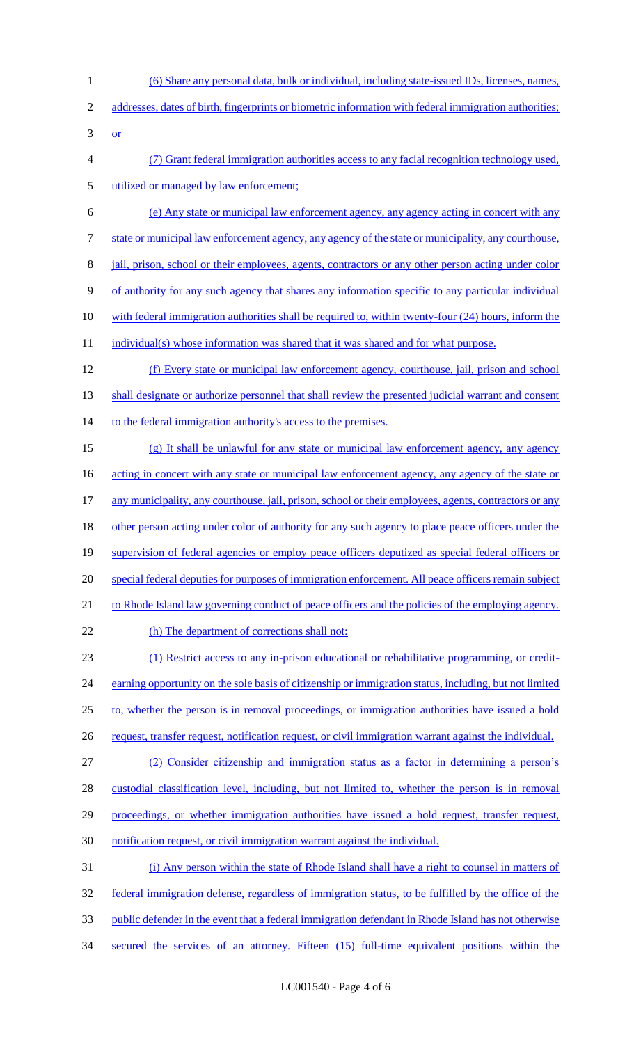(6) Share any personal data, bulk or individual, including state-issued IDs, licenses, names, addresses, dates of birth, fingerprints or biometric information with federal immigration authorities; or

(7) Grant federal immigration authorities access to any facial recognition technology used, utilized or managed by law enforcement;

(e) Any state or municipal law enforcement agency, any agency acting in concert with any state or municipal law enforcement agency, any agency of the state or municipality, any courthouse, jail, prison, school or their employees, agents, contractors or any other person acting under color of authority for any such agency that shares any information specific to any particular individual with federal immigration authorities shall be required to, within twenty-four (24) hours, inform the individual(s) whose information was shared that it was shared and for what purpose.

(f) Every state or municipal law enforcement agency, courthouse, jail, prison and school shall designate or authorize personnel that shall review the presented judicial warrant and consent to the federal immigration authority's access to the premises.

(g) It shall be unlawful for any state or municipal law enforcement agency, any agency acting in concert with any state or municipal law enforcement agency, any agency of the state or any municipality, any courthouse, jail, prison, school or their employees, agents, contractors or any other person acting under color of authority for any such agency to place peace officers under the supervision of federal agencies or employ peace officers deputized as special federal officers or special federal deputies for purposes of immigration enforcement. All peace officers remain subject to Rhode Island law governing conduct of peace officers and the policies of the employing agency.

(h) The department of corrections shall not:

(1) Restrict access to any in-prison educational or rehabilitative programming, or credit-earning opportunity on the sole basis of citizenship or immigration status, including, but not limited to, whether the person is in removal proceedings, or immigration authorities have issued a hold request, transfer request, notification request, or civil immigration warrant against the individual.

(2) Consider citizenship and immigration status as a factor in determining a person's custodial classification level, including, but not limited to, whether the person is in removal proceedings, or whether immigration authorities have issued a hold request, transfer request, notification request, or civil immigration warrant against the individual.

(i) Any person within the state of Rhode Island shall have a right to counsel in matters of federal immigration defense, regardless of immigration status, to be fulfilled by the office of the public defender in the event that a federal immigration defendant in Rhode Island has not otherwise secured the services of an attorney. Fifteen (15) full-time equivalent positions within the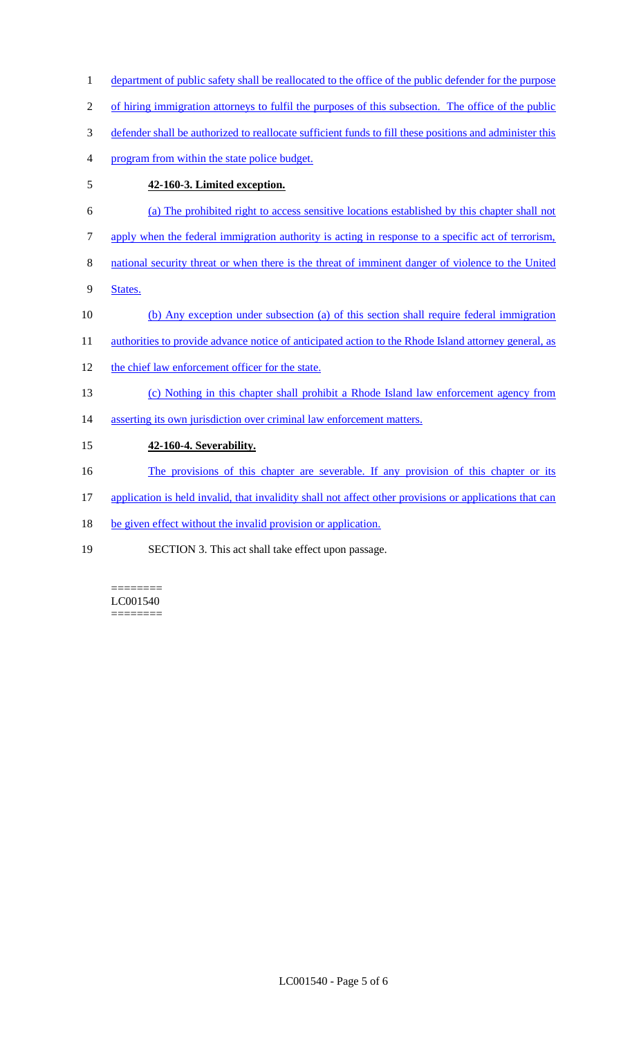department of public safety shall be reallocated to the office of the public defender for the purpose of hiring immigration attorneys to fulfil the purposes of this subsection. The office of the public defender shall be authorized to reallocate sufficient funds to fill these positions and administer this program from within the state police budget.

**42-160-3. Limited exception.**

(a) The prohibited right to access sensitive locations established by this chapter shall not apply when the federal immigration authority is acting in response to a specific act of terrorism, national security threat or when there is the threat of imminent danger of violence to the United States.

(b) Any exception under subsection (a) of this section shall require federal immigration authorities to provide advance notice of anticipated action to the Rhode Island attorney general, as the chief law enforcement officer for the state.

(c) Nothing in this chapter shall prohibit a Rhode Island law enforcement agency from asserting its own jurisdiction over criminal law enforcement matters.

**42-160-4. Severability.**

The provisions of this chapter are severable. If any provision of this chapter or its application is held invalid, that invalidity shall not affect other provisions or applications that can be given effect without the invalid provision or application.

SECTION 3. This act shall take effect upon passage.

========
LC001540
========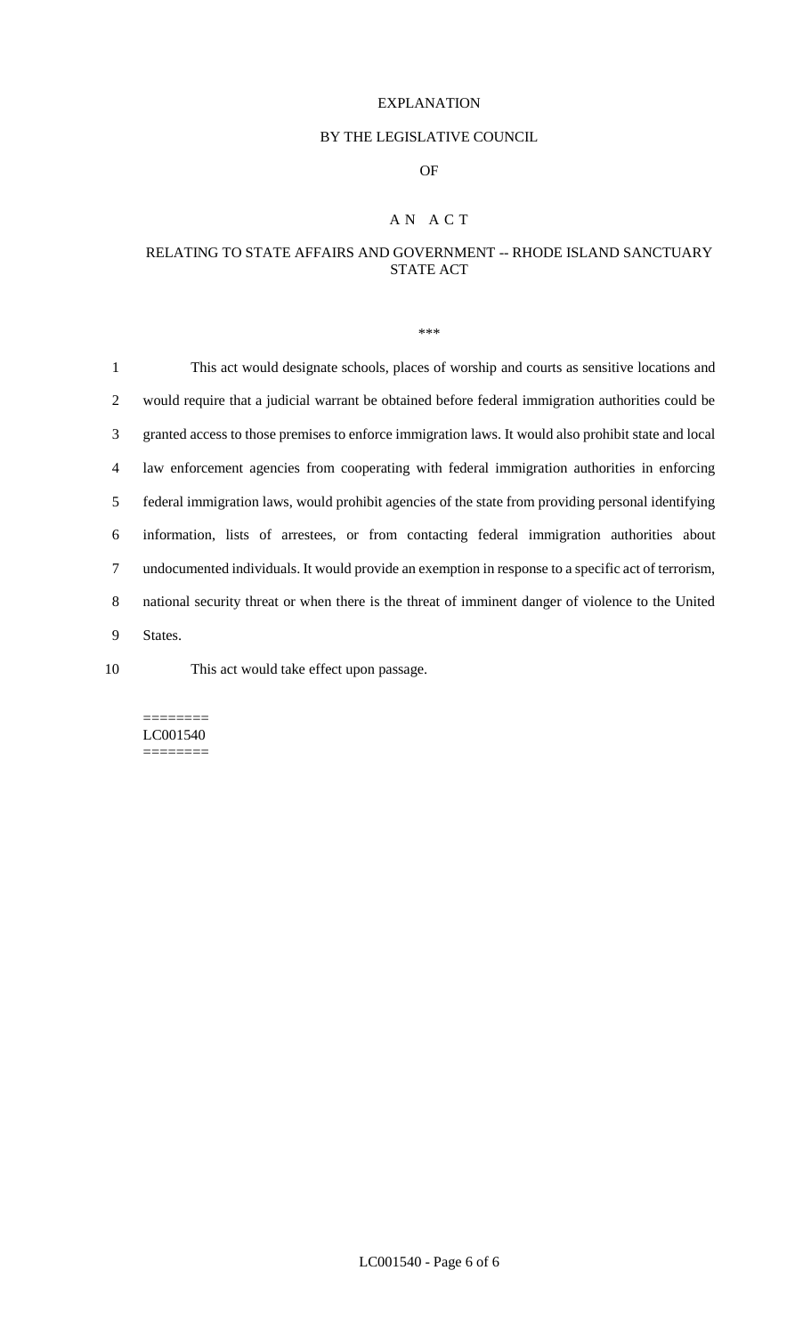EXPLANATION

BY THE LEGISLATIVE COUNCIL

OF

# A N A C T

RELATING TO STATE AFFAIRS AND GOVERNMENT -- RHODE ISLAND SANCTUARY STATE ACT

\*\*\*

This act would designate schools, places of worship and courts as sensitive locations and would require that a judicial warrant be obtained before federal immigration authorities could be granted access to those premises to enforce immigration laws. It would also prohibit state and local law enforcement agencies from cooperating with federal immigration authorities in enforcing federal immigration laws, would prohibit agencies of the state from providing personal identifying information, lists of arrestees, or from contacting federal immigration authorities about undocumented individuals. It would provide an exemption in response to a specific act of terrorism, national security threat or when there is the threat of imminent danger of violence to the United States.

This act would take effect upon passage.

========
LC001540
========